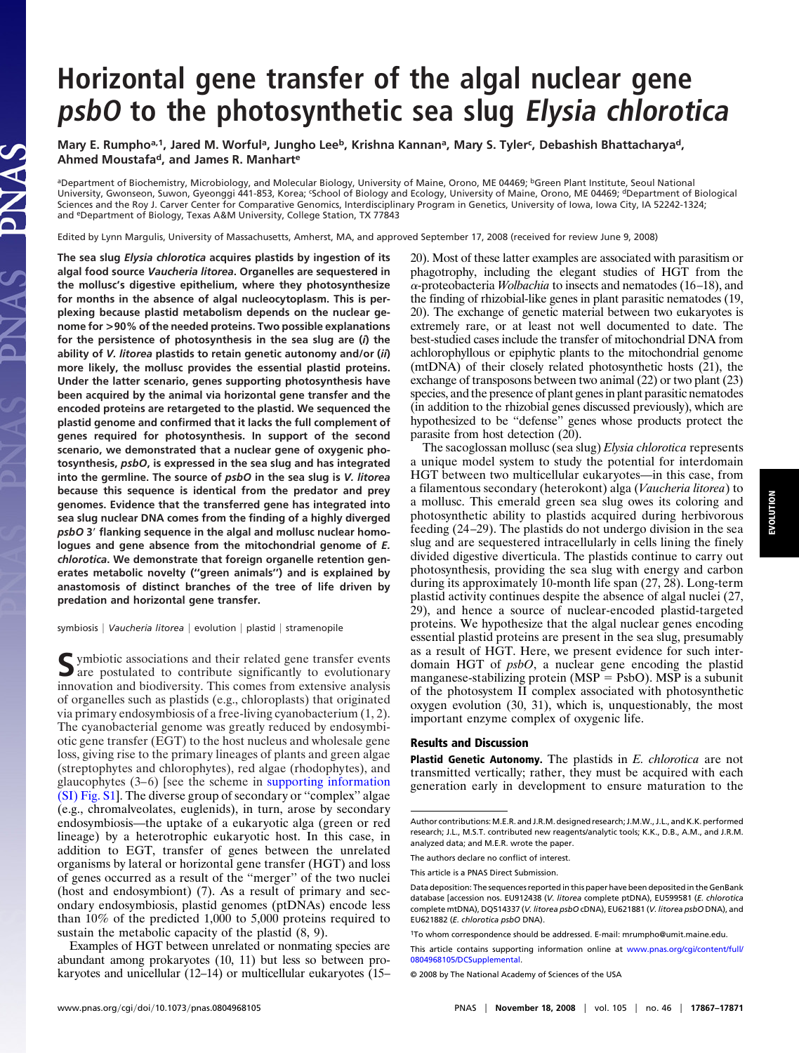# Horizontal gene transfer of the algal nuclear gene *psbO* to the photosynthetic sea slug *Elysia chlorotica*

Mary E. Rumpho[a,1], Jared M. Worful[a], Jungho Lee[b], Krishna Kannan[a], Mary S. Tyler[c], Debashish Bhattacharya[d], Ahmed Moustafa[d], and James R. Manhart[e]

[a]Department of Biochemistry, Microbiology, and Molecular Biology, University of Maine, Orono, ME 04469; [b]Green Plant Institute, Seoul National University, Gwonseon, Suwon, Gyeonggi 441-853, Korea; [c]School of Biology and Ecology, University of Maine, Orono, ME 04469; [d]Department of Biological Sciences and the Roy J. Carver Center for Comparative Genomics, Interdisciplinary Program in Genetics, University of Iowa, Iowa City, IA 52242-1324; and [e]Department of Biology, Texas A&M University, College Station, TX 77843

Edited by Lynn Margulis, University of Massachusetts, Amherst, MA, and approved September 17, 2008 (received for review June 9, 2008)

**The sea slug *Elysia chlorotica* acquires plastids by ingestion of its algal food source *Vaucheria litorea*. Organelles are sequestered in the mollusc's digestive epithelium, where they photosynthesize for months in the absence of algal nucleocytoplasm. This is perplexing because plastid metabolism depends on the nuclear genome for >90% of the needed proteins. Two possible explanations for the persistence of photosynthesis in the sea slug are (*i*) the ability of *V. litorea* plastids to retain genetic autonomy and/or (*ii*) more likely, the mollusc provides the essential plastid proteins. Under the latter scenario, genes supporting photosynthesis have been acquired by the animal via horizontal gene transfer and the encoded proteins are retargeted to the plastid. We sequenced the plastid genome and confirmed that it lacks the full complement of genes required for photosynthesis. In support of the second scenario, we demonstrated that a nuclear gene of oxygenic photosynthesis, *psbO*, is expressed in the sea slug and has integrated into the germline. The source of *psbO* in the sea slug is *V. litorea* because this sequence is identical from the predator and prey genomes. Evidence that the transferred gene has integrated into sea slug nuclear DNA comes from the finding of a highly diverged *psbO* 3′ flanking sequence in the algal and mollusc nuclear homologues and gene absence from the mitochondrial genome of *E. chlorotica*. We demonstrate that foreign organelle retention generates metabolic novelty ("green animals") and is explained by anastomosis of distinct branches of the tree of life driven by predation and horizontal gene transfer.**

symbiosis | *Vaucheria litorea* | evolution | plastid | stramenopile

Symbiotic associations and their related gene transfer events are postulated to contribute significantly to evolutionary innovation and biodiversity. This comes from extensive analysis of organelles such as plastids (e.g., chloroplasts) that originated via primary endosymbiosis of a free-living cyanobacterium (1, 2). The cyanobacterial genome was greatly reduced by endosymbiotic gene transfer (EGT) to the host nucleus and wholesale gene loss, giving rise to the primary lineages of plants and green algae (streptophytes and chlorophytes), red algae (rhodophytes), and glaucophytes (3–6) [see the scheme in supporting information (SI) Fig. S1]. The diverse group of secondary or "complex" algae (e.g., chromalveolates, euglenids), in turn, arose by secondary endosymbiosis—the uptake of a eukaryotic alga (green or red lineage) by a heterotrophic eukaryotic host. In this case, in addition to EGT, transfer of genes between the unrelated organisms by lateral or horizontal gene transfer (HGT) and loss of genes occurred as a result of the "merger" of the two nuclei (host and endosymbiont) (7). As a result of primary and secondary endosymbiosis, plastid genomes (ptDNAs) encode less than 10% of the predicted 1,000 to 5,000 proteins required to sustain the metabolic capacity of the plastid (8, 9).

Examples of HGT between unrelated or nonmating species are abundant among prokaryotes (10, 11) but less so between prokaryotes and unicellular (12–14) or multicellular eukaryotes (15–20). Most of these latter examples are associated with parasitism or phagotrophy, including the elegant studies of HGT from the α-proteobacteria *Wolbachia* to insects and nematodes (16–18), and the finding of rhizobial-like genes in plant parasitic nematodes (19, 20). The exchange of genetic material between two eukaryotes is extremely rare, or at least not well documented to date. The best-studied cases include the transfer of mitochondrial DNA from achlorophyllous or epiphytic plants to the mitochondrial genome (mtDNA) of their closely related photosynthetic hosts (21), the exchange of transposons between two animal (22) or two plant (23) species, and the presence of plant genes in plant parasitic nematodes (in addition to the rhizobial genes discussed previously), which are hypothesized to be "defense" genes whose products protect the parasite from host detection (20).

The sacoglossan mollusc (sea slug) *Elysia chlorotica* represents a unique model system to study the potential for interdomain HGT between two multicellular eukaryotes—in this case, from a filamentous secondary (heterokont) alga (*Vaucheria litorea*) to a mollusc. This emerald green sea slug owes its coloring and photosynthetic ability to plastids acquired during herbivorous feeding (24–29). The plastids do not undergo division in the sea slug and are sequestered intracellularly in cells lining the finely divided digestive diverticula. The plastids continue to carry out photosynthesis, providing the sea slug with energy and carbon during its approximately 10-month life span (27, 28). Long-term plastid activity continues despite the absence of algal nuclei (27, 29), and hence a source of nuclear-encoded plastid-targeted proteins. We hypothesize that the algal nuclear genes encoding essential plastid proteins are present in the sea slug, presumably as a result of HGT. Here, we present evidence for such interdomain HGT of *psbO*, a nuclear gene encoding the plastid manganese-stabilizing protein (MSP = PsbO). MSP is a subunit of the photosystem II complex associated with photosynthetic oxygen evolution (30, 31), which is, unquestionably, the most important enzyme complex of oxygenic life.

## Results and Discussion

**Plastid Genetic Autonomy.** The plastids in *E. chlorotica* are not transmitted vertically; rather, they must be acquired with each generation early in development to ensure maturation to the

Author contributions: M.E.R. and J.R.M. designed research; J.M.W., J.L., and K.K. performed research; J.L., M.S.T. contributed new reagents/analytic tools; K.K., D.B., A.M., and J.R.M. analyzed data; and M.E.R. wrote the paper.

The authors declare no conflict of interest.

This article is a PNAS Direct Submission.

Data deposition: The sequences reported in this paper have been deposited in the GenBank database [accession nos. EU912438 (*V. litorea* complete ptDNA), EU599581 (*E. chlorotica* complete mtDNA), DQ514337 (*V. litorea psbO* cDNA), EU621881 (*V. litorea psbO* DNA), and EU621882 (*E. chlorotica psbO* DNA).

[1]To whom correspondence should be addressed. E-mail: mrumpho@umit.maine.edu.

This article contains supporting information online at www.pnas.org/cgi/content/full/0804968105/DCSupplemental.

© 2008 by The National Academy of Sciences of the USA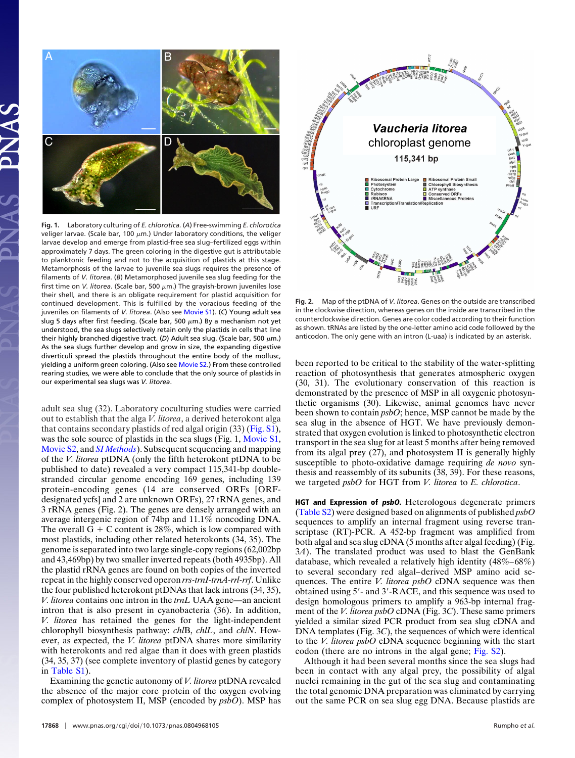Fig. 1. Laboratory culturing of *E. chlorotica*. (*A*) Free-swimming *E. chlorotica* veliger larvae. (Scale bar, 100 $\mu$m.) Under laboratory conditions, the veliger larvae develop and emerge from plastid-free sea slug–fertilized eggs within approximately 7 days. The green coloring in the digestive gut is attributable to planktonic feeding and not to the acquisition of plastids at this stage. Metamorphosis of the larvae to juvenile sea slugs requires the presence of filaments of *V. litorea*. (*B*) Metamorphosed juvenile sea slug feeding for the first time on *V. litorea*. (Scale bar, 500 $\mu$m.) The grayish-brown juveniles lose their shell, and there is an obligate requirement for plastid acquisition for continued development. This is fulfilled by the voracious feeding of the juveniles on filaments of *V. litorea*. (Also see Movie S1). (*C*) Young adult sea slug 5 days after first feeding. (Scale bar, 500 $\mu$m.) By a mechanism not yet understood, the sea slugs selectively retain only the plastids in cells that line their highly branched digestive tract. (*D*) Adult sea slug. (Scale bar, 500 $\mu$m.) As the sea slugs further develop and grow in size, the expanding digestive diverticuli spread the plastids throughout the entire body of the mollusc, yielding a uniform green coloring. (Also see Movie S2.) From these controlled rearing studies, we were able to conclude that the only source of plastids in our experimental sea slugs was *V. litorea*.

Fig. 2. Map of the ptDNA of *V. litorea*. Genes on the outside are transcribed in the clockwise direction, whereas genes on the inside are transcribed in the counterclockwise direction. Genes are color coded according to their function as shown. tRNAs are listed by the one-letter amino acid code followed by the anticodon. The only gene with an intron (L-uaa) is indicated by an asterisk.

adult sea slug (32). Laboratory coculturing studies were carried out to establish that the alga *V. litorea*, a derived heterokont alga that contains secondary plastids of red algal origin (33) (Fig. S1), was the sole source of plastids in the sea slugs (Fig. 1, Movie S1, Movie S2, and *SI Methods*). Subsequent sequencing and mapping of the *V. litorea* ptDNA (only the fifth heterokont ptDNA to be published to date) revealed a very compact 115,341-bp double-stranded circular genome encoding 169 genes, including 139 protein-encoding genes (14 are conserved ORFs [ORF-designated ycfs] and 2 are unknown ORFs), 27 tRNA genes, and 3 rRNA genes (Fig. 2). The genes are densely arranged with an average intergenic region of 74bp and 11.1% noncoding DNA. The overall G + C content is 28%, which is low compared with most plastids, including other related heterokonts (34, 35). The genome is separated into two large single-copy regions (62,002bp and 43,469bp) by two smaller inverted repeats (both 4935bp). All the plastid rRNA genes are found on both copies of the inverted repeat in the highly conserved operon *rrs-trnI-trnA-rrl-rrf*. Unlike the four published heterokont ptDNAs that lack introns (34, 35), *V. litorea* contains one intron in the *trnL* UAA gene—an ancient intron that is also present in cyanobacteria (36). In addition, *V. litorea* has retained the genes for the light-independent chlorophyll biosynthesis pathway: *chl*B, *chlL*, and *chlN*. However, as expected, the *V. litorea* ptDNA shares more similarity with heterokonts and red algae than it does with green plastids (34, 35, 37) (see complete inventory of plastid genes by category in Table S1).

Examining the genetic autonomy of *V. litorea* ptDNA revealed the absence of the major core protein of the oxygen evolving complex of photosystem II, MSP (encoded by *psbO*). MSP has been reported to be critical to the stability of the water-splitting reaction of photosynthesis that generates atmospheric oxygen (30, 31). The evolutionary conservation of this reaction is demonstrated by the presence of MSP in all oxygenic photosynthetic organisms (30). Likewise, animal genomes have never been shown to contain *psbO*; hence, MSP cannot be made by the sea slug in the absence of HGT. We have previously demonstrated that oxygen evolution is linked to photosynthetic electron transport in the sea slug for at least 5 months after being removed from its algal prey (27), and photosystem II is generally highly susceptible to photo-oxidative damage requiring *de novo* synthesis and reassembly of its subunits (38, 39). For these reasons, we targeted *psbO* for HGT from *V. litorea* to *E. chlorotica*.

**HGT and Expression of *psbO*.** Heterologous degenerate primers (Table S2) were designed based on alignments of published *psbO* sequences to amplify an internal fragment using reverse transcriptase (RT)-PCR. A 452-bp fragment was amplified from both algal and sea slug cDNA (5 months after algal feeding) (Fig. 3*A*). The translated product was used to blast the GenBank database, which revealed a relatively high identity (48%–68%) to several secondary red algal–derived MSP amino acid sequences. The entire *V. litorea psbO* cDNA sequence was then obtained using 5′- and 3′-RACE, and this sequence was used to design homologous primers to amplify a 963-bp internal fragment of the *V. litorea psbO* cDNA (Fig. 3*C*). These same primers yielded a similar sized PCR product from sea slug cDNA and DNA templates (Fig. 3*C*), the sequences of which were identical to the *V. litorea psbO* cDNA sequence beginning with the start codon (there are no introns in the algal gene; Fig. S2).

Although it had been several months since the sea slugs had been in contact with any algal prey, the possibility of algal nuclei remaining in the gut of the sea slug and contaminating the total genomic DNA preparation was eliminated by carrying out the same PCR on sea slug egg DNA. Because plastids are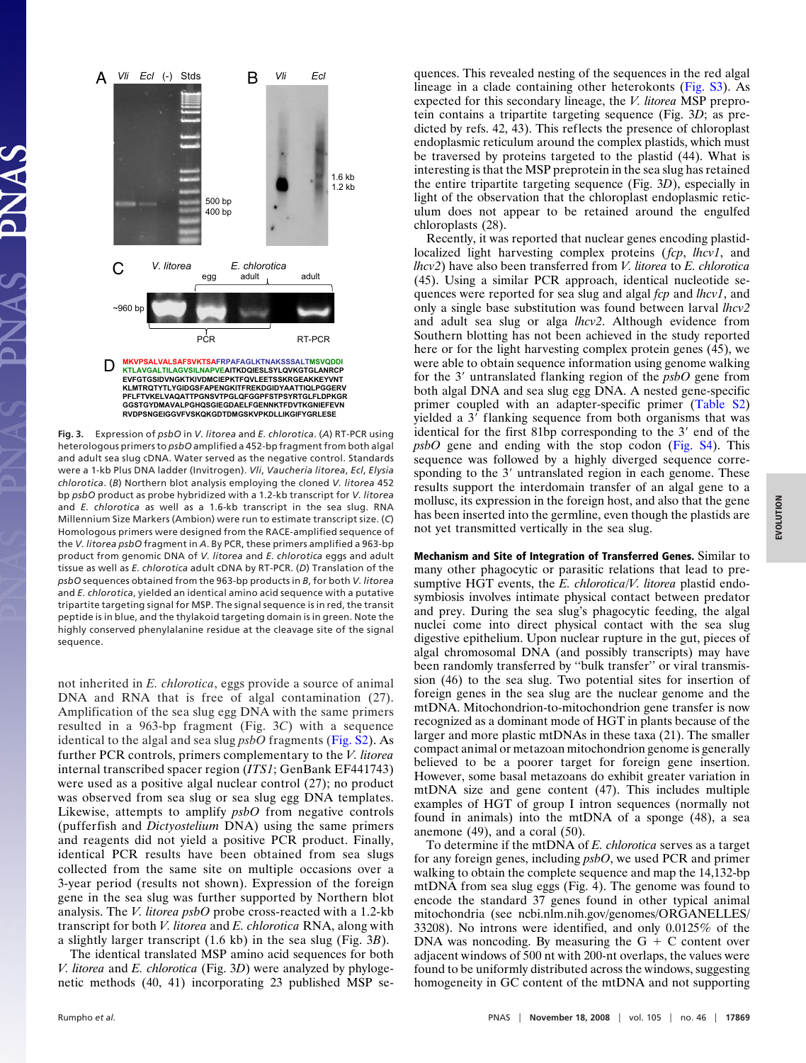Fig. 3. Expression of *psbO* in *V. litorea* and *E. chlorotica*. (*A*) RT-PCR using heterologous primers to *psbO* amplified a 452-bp fragment from both algal and adult sea slug cDNA. Water served as the negative control. Standards were a 1-kb Plus DNA ladder (Invitrogen). *Vli*, *Vaucheria litorea*, *Ecl*, *Elysia chlorotica*. (*B*) Northern blot analysis employing the cloned *V. litorea* 452 bp *psbO* product as probe hybridized with a 1.2-kb transcript for *V. litorea* and *E. chlorotica* as well as a 1.6-kb transcript in the sea slug. RNA Millennium Size Markers (Ambion) were run to estimate transcript size. (*C*) Homologous primers were designed from the RACE-amplified sequence of the *V. litorea psbO* fragment in *A*. By PCR, these primers amplified a 963-bp product from genomic DNA of *V. litorea* and *E. chlorotica* eggs and adult tissue as well as *E. chlorotica* adult cDNA by RT-PCR. (*D*) Translation of the *psbO* sequences obtained from the 963-bp products in *B*, for both *V. litorea* and *E. chlorotica*, yielded an identical amino acid sequence with a putative tripartite targeting signal for MSP. The signal sequence is in red, the transit peptide is in blue, and the thylakoid targeting domain is in green. Note the highly conserved phenylalanine residue at the cleavage site of the signal sequence.

not inherited in *E. chlorotica*, eggs provide a source of animal DNA and RNA that is free of algal contamination (27). Amplification of the sea slug egg DNA with the same primers resulted in a 963-bp fragment (Fig. 3*C*) with a sequence identical to the algal and sea slug *psbO* fragments (Fig. S2). As further PCR controls, primers complementary to the *V. litorea* internal transcribed spacer region (*ITS1*; GenBank EF441743) were used as a positive algal nuclear control (27); no product was observed from sea slug or sea slug egg DNA templates. Likewise, attempts to amplify *psbO* from negative controls (pufferfish and *Dictyostelium* DNA) using the same primers and reagents did not yield a positive PCR product. Finally, identical PCR results have been obtained from sea slugs collected from the same site on multiple occasions over a 3-year period (results not shown). Expression of the foreign gene in the sea slug was further supported by Northern blot analysis. The *V. litorea psbO* probe cross-reacted with a 1.2-kb transcript for both *V. litorea* and *E. chlorotica* RNA, along with a slightly larger transcript (1.6 kb) in the sea slug (Fig. 3*B*).

The identical translated MSP amino acid sequences for both *V. litorea* and *E. chlorotica* (Fig. 3*D*) were analyzed by phylogenetic methods (40, 41) incorporating 23 published MSP sequences. This revealed nesting of the sequences in the red algal lineage in a clade containing other heterokonts (Fig. S3). As expected for this secondary lineage, the *V. litorea* MSP preprotein contains a tripartite targeting sequence (Fig. 3*D*; as predicted by refs. 42, 43). This reflects the presence of chloroplast endoplasmic reticulum around the complex plastids, which must be traversed by proteins targeted to the plastid (44). What is interesting is that the MSP preprotein in the sea slug has retained the entire tripartite targeting sequence (Fig. 3*D*), especially in light of the observation that the chloroplast endoplasmic reticulum does not appear to be retained around the engulfed chloroplasts (28).

Recently, it was reported that nuclear genes encoding plastid-localized light harvesting complex proteins (*fcp*, *lhcv1*, and *lhcv2*) have also been transferred from *V. litorea* to *E. chlorotica* (45). Using a similar PCR approach, identical nucleotide sequences were reported for sea slug and algal *fcp* and *lhcv1*, and only a single base substitution was found between larval *lhcv2* and adult sea slug or alga *lhcv2*. Although evidence from Southern blotting has not been achieved in the study reported here or for the light harvesting complex protein genes (45), we were able to obtain sequence information using genome walking for the 3′ untranslated flanking region of the *psbO* gene from both algal DNA and sea slug egg DNA. A nested gene-specific primer coupled with an adapter-specific primer (Table S2) yielded a 3′ flanking sequence from both organisms that was identical for the first 81bp corresponding to the 3′ end of the *psbO* gene and ending with the stop codon (Fig. S4). This sequence was followed by a highly diverged sequence corresponding to the 3′ untranslated region in each genome. These results support the interdomain transfer of an algal gene to a mollusc, its expression in the foreign host, and also that the gene has been inserted into the germline, even though the plastids are not yet transmitted vertically in the sea slug.

**Mechanism and Site of Integration of Transferred Genes.** Similar to many other phagocytic or parasitic relations that lead to presumptive HGT events, the *E. chlorotica*/*V. litorea* plastid endosymbiosis involves intimate physical contact between predator and prey. During the sea slug's phagocytic feeding, the algal nuclei come into direct physical contact with the sea slug digestive epithelium. Upon nuclear rupture in the gut, pieces of algal chromosomal DNA (and possibly transcripts) may have been randomly transferred by "bulk transfer" or viral transmission (46) to the sea slug. Two potential sites for insertion of foreign genes in the sea slug are the nuclear genome and the mtDNA. Mitochondrion-to-mitochondrion gene transfer is now recognized as a dominant mode of HGT in plants because of the larger and more plastic mtDNAs in these taxa (21). The smaller compact animal or metazoan mitochondrion genome is generally believed to be a poorer target for foreign gene insertion. However, some basal metazoans do exhibit greater variation in mtDNA size and gene content (47). This includes multiple examples of HGT of group I intron sequences (normally not found in animals) into the mtDNA of a sponge (48), a sea anemone (49), and a coral (50).

To determine if the mtDNA of *E. chlorotica* serves as a target for any foreign genes, including *psbO*, we used PCR and primer walking to obtain the complete sequence and map the 14,132-bp mtDNA from sea slug eggs (Fig. 4). The genome was found to encode the standard 37 genes found in other typical animal mitochondria (see ncbi.nlm.nih.gov/genomes/ORGANELLES/33208). No introns were identified, and only 0.0125% of the DNA was noncoding. By measuring the G + C content over adjacent windows of 500 nt with 200-nt overlaps, the values were found to be uniformly distributed across the windows, suggesting homogeneity in GC content of the mtDNA and not supporting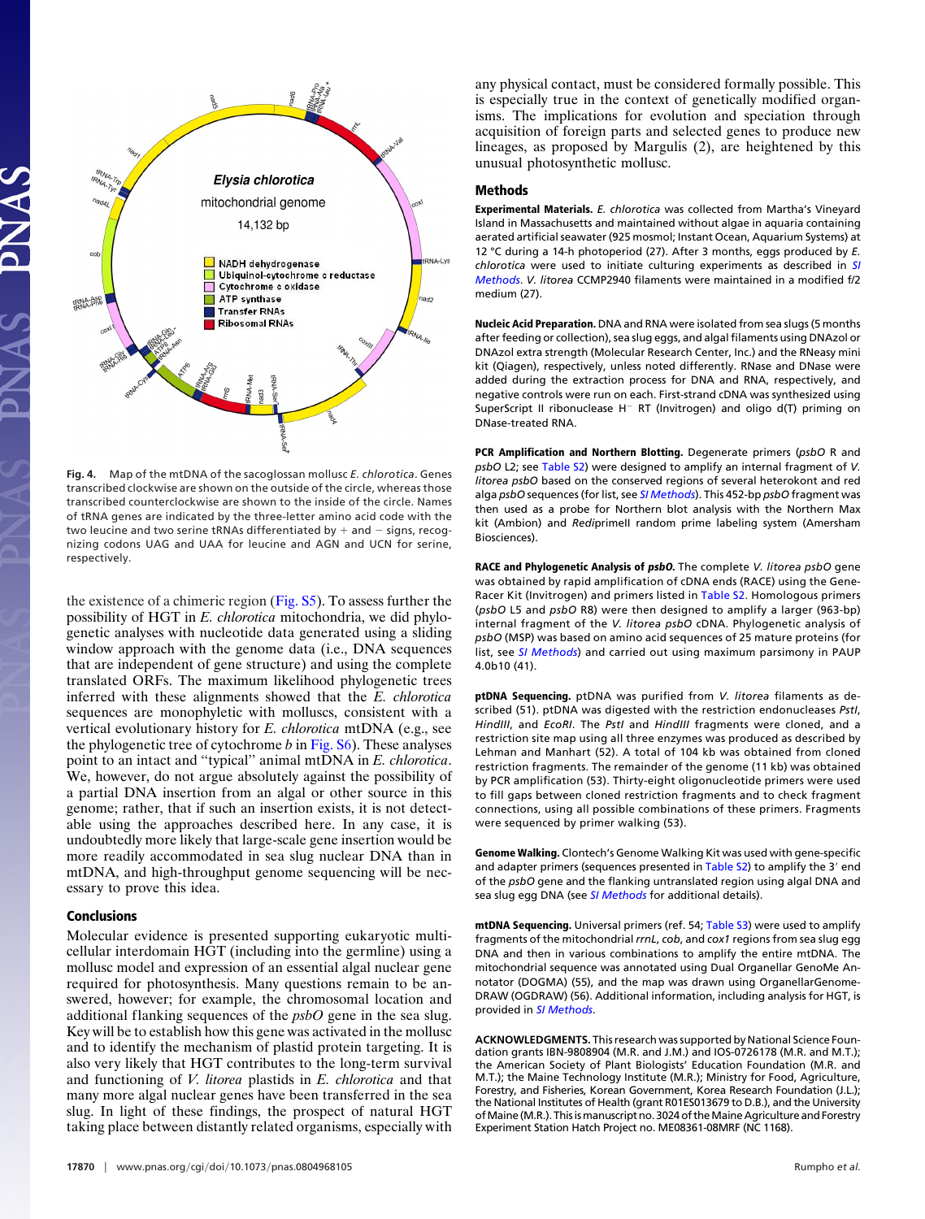Elysia chlorotica

mitochondrial genome

14,132 bp

NADH dehydrogenase

Ubiquinol-cytochrome c reductase

Cytochrome c oxidase

ATP synthase

Transfer RNAs

Ribosomal RNAs

nad6, nad5, tRNA-Pro, tRNA-Ala, tRNA-Leu+, rrnL, tRNA-Val, cox1, tRNA-Lys, nad2, tRNA-Ile, coxIII, tRNA-Thr, nad4, tRNA-Ser+, tRNA-Ser−, nad3, tRNA-Met, rrnS, tRNA-Glu, tRNA-Arg, ATP6, tRNA-Cys, tRNA-Gly, tRNA-His, tRNA-Gln, tRNA-Leu, ATP8, tRNA-Asn, coxII, tRNA-Asp, tRNA-Phe, cob, nad4L, tRNA-Tyr, tRNA-Trp, nad1

Fig. 4. Map of the mtDNA of the sacoglossan mollusc *E. chlorotica*. Genes transcribed clockwise are shown on the outside of the circle, whereas those transcribed counterclockwise are shown to the inside of the circle. Names of tRNA genes are indicated by the three-letter amino acid code with the two leucine and two serine tRNAs differentiated by + and − signs, recognizing codons UAG and UAA for leucine and AGN and UCN for serine, respectively.

the existence of a chimeric region (Fig. S5). To assess further the possibility of HGT in *E. chlorotica* mitochondria, we did phylogenetic analyses with nucleotide data generated using a sliding window approach with the genome data (i.e., DNA sequences that are independent of gene structure) and using the complete translated ORFs. The maximum likelihood phylogenetic trees inferred with these alignments showed that the *E. chlorotica* sequences are monophyletic with molluscs, consistent with a vertical evolutionary history for *E. chlorotica* mtDNA (e.g., see the phylogenetic tree of cytochrome *b* in Fig. S6). These analyses point to an intact and "typical" animal mtDNA in *E. chlorotica*. We, however, do not argue absolutely against the possibility of a partial DNA insertion from an algal or other source in this genome; rather, that if such an insertion exists, it is not detectable using the approaches described here. In any case, it is undoubtedly more likely that large-scale gene insertion would be more readily accommodated in sea slug nuclear DNA than in mtDNA, and high-throughput genome sequencing will be necessary to prove this idea.

## Conclusions

Molecular evidence is presented supporting eukaryotic multicellular interdomain HGT (including into the germline) using a mollusc model and expression of an essential algal nuclear gene required for photosynthesis. Many questions remain to be answered, however; for example, the chromosomal location and additional flanking sequences of the *psbO* gene in the sea slug. Key will be to establish how this gene was activated in the mollusc and to identify the mechanism of plastid protein targeting. It is also very likely that HGT contributes to the long-term survival and functioning of *V. litorea* plastids in *E. chlorotica* and that many more algal nuclear genes have been transferred in the sea slug. In light of these findings, the prospect of natural HGT taking place between distantly related organisms, especially with any physical contact, must be considered formally possible. This is especially true in the context of genetically modified organisms. The implications for evolution and speciation through acquisition of foreign parts and selected genes to produce new lineages, as proposed by Margulis (2), are heightened by this unusual photosynthetic mollusc.

## Methods

**Experimental Materials.** *E. chlorotica* was collected from Martha's Vineyard Island in Massachusetts and maintained without algae in aquaria containing aerated artificial seawater (925 mosmol; Instant Ocean, Aquarium Systems) at 12 °C during a 14-h photoperiod (27). After 3 months, eggs produced by *E. chlorotica* were used to initiate culturing experiments as described in *SI Methods*. *V. litorea* CCMP2940 filaments were maintained in a modified f/2 medium (27).

**Nucleic Acid Preparation.** DNA and RNA were isolated from sea slugs (5 months after feeding or collection), sea slug eggs, and algal filaments using DNAzol or DNAzol extra strength (Molecular Research Center, Inc.) and the RNeasy mini kit (Qiagen), respectively, unless noted differently. RNase and DNase were added during the extraction process for DNA and RNA, respectively, and negative controls were run on each. First-strand cDNA was synthesized using SuperScript II ribonuclease H− RT (Invitrogen) and oligo d(T) priming on DNase-treated RNA.

**PCR Amplification and Northern Blotting.** Degenerate primers (*psbO* R and *psbO* L2; see Table S2) were designed to amplify an internal fragment of *V. litorea psbO* based on the conserved regions of several heterokont and red alga *psbO* sequences (for list, see *SI Methods*). This 452-bp *psbO* fragment was then used as a probe for Northern blot analysis with the Northern Max kit (Ambion) and *Redi*primeII random prime labeling system (Amersham Biosciences).

**RACE and Phylogenetic Analysis of psbO.** The complete *V. litorea psbO* gene was obtained by rapid amplification of cDNA ends (RACE) using the GeneRacer Kit (Invitrogen) and primers listed in Table S2. Homologous primers (*psbO* L5 and *psbO* R8) were then designed to amplify a larger (963-bp) internal fragment of the *V. litorea psbO* cDNA. Phylogenetic analysis of *psbO* (MSP) was based on amino acid sequences of 25 mature proteins (for list, see *SI Methods*) and carried out using maximum parsimony in PAUP 4.0b10 (41).

**ptDNA Sequencing.** ptDNA was purified from *V. litorea* filaments as described (51). ptDNA was digested with the restriction endonucleases *PstI*, *HindIII*, and *EcoRI*. The *PstI* and *HindIII* fragments were cloned, and a restriction site map using all three enzymes was produced as described by Lehman and Manhart (52). A total of 104 kb was obtained from cloned restriction fragments. The remainder of the genome (11 kb) was obtained by PCR amplification (53). Thirty-eight oligonucleotide primers were used to fill gaps between cloned restriction fragments and to check fragment connections, using all possible combinations of these primers. Fragments were sequenced by primer walking (53).

**Genome Walking.** Clontech's Genome Walking Kit was used with gene-specific and adapter primers (sequences presented in Table S2) to amplify the 3′ end of the *psbO* gene and the flanking untranslated region using algal DNA and sea slug egg DNA (see *SI Methods* for additional details).

**mtDNA Sequencing.** Universal primers (ref. 54; Table S3) were used to amplify fragments of the mitochondrial *rrnL*, *cob*, and *cox1* regions from sea slug egg DNA and then in various combinations to amplify the entire mtDNA. The mitochondrial sequence was annotated using Dual Organellar GenoMe Annotator (DOGMA) (55), and the map was drawn using OrganellarGenomeDRAW (OGDRAW) (56). Additional information, including analysis for HGT, is provided in *SI Methods*.

**ACKNOWLEDGMENTS.** This research was supported by National Science Foundation grants IBN-9808904 (M.R. and J.M.) and IOS-0726178 (M.R. and M.T.); the American Society of Plant Biologists' Education Foundation (M.R. and M.T.); the Maine Technology Institute (M.R.); Ministry for Food, Agriculture, Forestry, and Fisheries, Korean Government, Korea Research Foundation (J.L.); the National Institutes of Health (grant R01ES013679 to D.B.), and the University of Maine (M.R.). This is manuscript no. 3024 of the Maine Agriculture and Forestry Experiment Station Hatch Project no. ME08361-08MRF (NC 1168).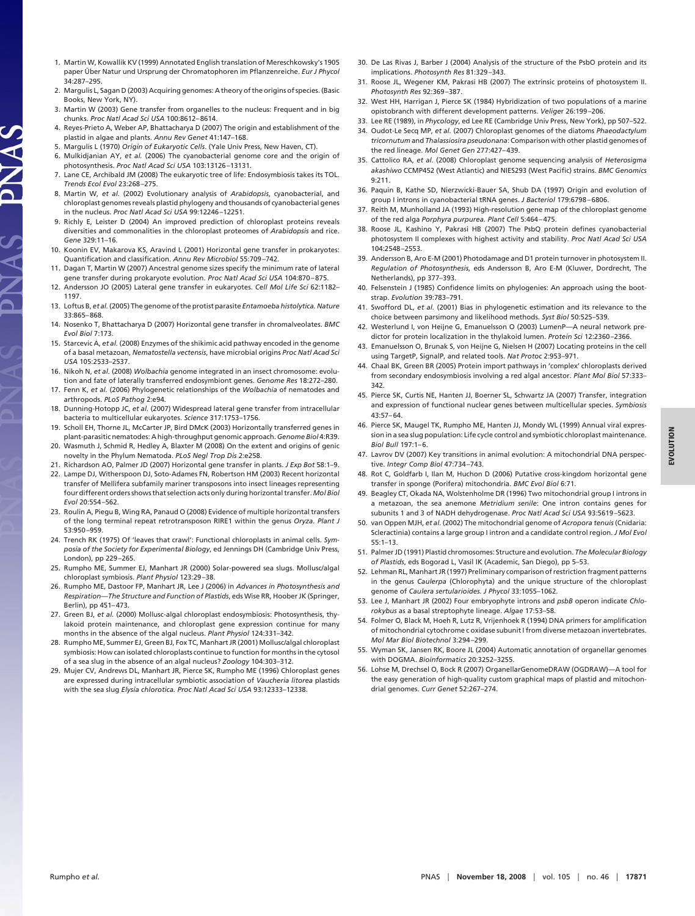1. Martin W, Kowallik KV (1999) Annotated English translation of Mereschkowsky's 1905 paper Über Natur und Ursprung der Chromatophoren im Pflanzenreiche. *Eur J Phycol* 34:287–295.
2. Margulis L, Sagan D (2003) Acquiring genomes: A theory of the origins of species. (Basic Books, New York, NY).
3. Martin W (2003) Gene transfer from organelles to the nucleus: Frequent and in big chunks. *Proc Natl Acad Sci USA* 100:8612–8614.
4. Reyes-Prieto A, Weber AP, Bhattacharya D (2007) The origin and establishment of the plastid in algae and plants. *Annu Rev Genet* 41:147–168.
5. Margulis L (1970) *Origin of Eukaryotic Cells.* (Yale Univ Press, New Haven, CT).
6. Mulkidjanian AY, *et al.* (2006) The cyanobacterial genome core and the origin of photosynthesis. *Proc Natl Acad Sci USA* 103:13126–13131.
7. Lane CE, Archibald JM (2008) The eukaryotic tree of life: Endosymbiosis takes its TOL. *Trends Ecol Evol* 23:268–275.
8. Martin W, *et al.* (2002) Evolutionary analysis of *Arabidopsis*, cyanobacterial, and chloroplast genomes reveals plastid phylogeny and thousands of cyanobacterial genes in the nucleus. *Proc Natl Acad Sci USA* 99:12246–12251.
9. Richly E, Leister D (2004) An improved prediction of chloroplast proteins reveals diversities and commonalities in the chloroplast proteomes of *Arabidopsis* and rice. *Gene* 329:11–16.
10. Koonin EV, Makarova KS, Aravind L (2001) Horizontal gene transfer in prokaryotes: Quantification and classification. *Annu Rev Microbiol* 55:709–742.
11. Dagan T, Martin W (2007) Ancestral genome sizes specify the minimum rate of lateral gene transfer during prokaryote evolution. *Proc Natl Acad Sci USA* 104:870–875.
12. Andersson JO (2005) Lateral gene transfer in eukaryotes. *Cell Mol Life Sci* 62:1182–1197.
13. Loftus B, *et al.* (2005) The genome of the protist parasite *Entamoeba histolytica. Nature* 33:865–868.
14. Nosenko T, Bhattacharya D (2007) Horizontal gene transfer in chromalveolates. *BMC Evol Biol* 7:173.
15. Starcevic A, *et al.* (2008) Enzymes of the shikimic acid pathway encoded in the genome of a basal metazoan, *Nematostella vectensis*, have microbial origins *Proc Natl Acad Sci USA* 105:2533–2537.
16. Nikoh N, *et al.* (2008) *Wolbachia* genome integrated in an insect chromosome: evolution and fate of laterally transferred endosymbiont genes. *Genome Res* 18:272–280.
17. Fenn K, *et al.* (2006) Phylogenetic relationships of the *Wolbachia* of nematodes and arthropods. *PLoS Pathog* 2:e94.
18. Dunning-Hotopp JC, *et al.* (2007) Widespread lateral gene transfer from intracellular bacteria to multicellular eukaryotes. *Science* 317:1753–1756.
19. Scholl EH, Thorne JL, McCarter JP, Bird DMcK (2003) Horizontally transferred genes in plant-parasitic nematodes: A high-throughput genomic approach. *Genome Biol* 4:R39.
20. Wasmuth J, Schmid R, Hedley A, Blaxter M (2008) On the extent and origins of genic novelty in the Phylum Nematoda. *PLoS Negl Trop Dis* 2:e258.
21. Richardson AO, Palmer JD (2007) Horizontal gene transfer in plants. *J Exp Bot* 58:1–9.
22. Lampe DJ, Witherspoon DJ, Soto-Adames FN, Robertson HM (2003) Recent horizontal transfer of Mellifera subfamily mariner transposons into insect lineages representing four different orders shows that selection acts only during horizontal transfer. *Mol Biol Evol* 20:554–562.
23. Roulin A, Piegu B, Wing RA, Panaud O (2008) Evidence of multiple horizontal transfers of the long terminal repeat retrotransposon RIRE1 within the genus *Oryza. Plant J* 53:950–959.
24. Trench RK (1975) Of 'leaves that crawl': Functional chloroplasts in animal cells. *Symposia of the Society for Experimental Biology*, ed Jennings DH (Cambridge Univ Press, London), pp 229–265.
25. Rumpho ME, Summer EJ, Manhart JR (2000) Solar-powered sea slugs. Mollusc/algal chloroplast symbiosis. *Plant Physiol* 123:29–38.
26. Rumpho ME, Dastoor FP, Manhart JR, Lee J (2006) in *Advances in Photosynthesis and Respiration—The Structure and Function of Plastids*, eds Wise RR, Hoober JK (Springer, Berlin), pp 451–473.
27. Green BJ, *et al.* (2000) Mollusc-algal chloroplast endosymbiosis: Photosynthesis, thylakoid protein maintenance, and chloroplast gene expression continue for many months in the absence of the algal nucleus. *Plant Physiol* 124:331–342.
28. Rumpho ME, Summer EJ, Green BJ, Fox TC, Manhart JR (2001) Mollusc/algal chloroplast symbiosis: How can isolated chloroplasts continue to function for months in the cytosol of a sea slug in the absence of an algal nucleus? *Zoology* 104:303–312.
29. Mujer CV, Andrews DL, Manhart JR, Pierce SK, Rumpho ME (1996) Chloroplast genes are expressed during intracellular symbiotic association of *Vaucheria litorea* plastids with the sea slug *Elysia chlorotica. Proc Natl Acad Sci USA* 93:12333–12338.
30. De Las Rivas J, Barber J (2004) Analysis of the structure of the PsbO protein and its implications. *Photosynth Res* 81:329–343.
31. Roose JL, Wegener KM, Pakrasi HB (2007) The extrinsic proteins of photosystem II. *Photosynth Res* 92:369–387.
32. West HH, Harrigan J, Pierce SK (1984) Hybridization of two populations of a marine opistobranch with different development patterns. *Veliger* 26:199–206.
33. Lee RE (1989), in *Phycology*, ed Lee RE (Cambridge Univ Press, New York), pp 507–522.
34. Oudot-Le Secq MP, *et al.* (2007) Chloroplast genomes of the diatoms *Phaeodactylum tricornutum* and *Thalassiosira pseudonana*: Comparison with other plastid genomes of the red lineage. *Mol Genet Gen* 277:427–439.
35. Cattolico RA, *et al.* (2008) Chloroplast genome sequencing analysis of *Heterosigma akashiwo* CCMP452 (West Atlantic) and NIES293 (West Pacific) strains. *BMC Genomics* 9:211.
36. Paquin B, Kathe SD, Nierzwicki-Bauer SA, Shub DA (1997) Origin and evolution of group I introns in cyanobacterial tRNA genes. *J Bacteriol* 179:6798–6806.
37. Reith M, Munholland JA (1993) High-resolution gene map of the chloroplast genome of the red alga *Porphyra purpurea. Plant Cell* 5:464–475.
38. Roose JL, Kashino Y, Pakrasi HB (2007) The PsbQ protein defines cyanobacterial photosystem II complexes with highest activity and stability. *Proc Natl Acad Sci USA* 104:2548–2553.
39. Andersson B, Aro E-M (2001) Photodamage and D1 protein turnover in photosystem II. *Regulation of Photosynthesis*, eds Andersson B, Aro E-M (Kluwer, Dordrecht, The Netherlands), pp 377–393.
40. Felsenstein J (1985) Confidence limits on phylogenies: An approach using the bootstrap. *Evolution* 39:783–791.
41. Swofford DL, *et al.* (2001) Bias in phylogenetic estimation and its relevance to the choice between parsimony and likelihood methods. *Syst Biol* 50:525–539.
42. Westerlund I, von Heijne G, Emanuelsson O (2003) LumenP—A neural network predictor for protein localization in the thylakoid lumen. *Protein Sci* 12:2360–2366.
43. Emanuelsson O, Brunak S, von Heijne G, Nielsen H (2007) Locating proteins in the cell using TargetP, SignalP, and related tools. *Nat Protoc* 2:953–971.
44. Chaal BK, Green BR (2005) Protein import pathways in 'complex' chloroplasts derived from secondary endosymbiosis involving a red algal ancestor. *Plant Mol Biol* 57:333–342.
45. Pierce SK, Curtis NE, Hanten JJ, Boerner SL, Schwartz JA (2007) Transfer, integration and expression of functional nuclear genes between multicellular species. *Symbiosis* 43:57–64.
46. Pierce SK, Maugel TK, Rumpho ME, Hanten JJ, Mondy WL (1999) Annual viral expression in a sea slug population: Life cycle control and symbiotic chloroplast maintenance. *Biol Bull* 197:1–6.
47. Lavrov DV (2007) Key transitions in animal evolution: A mitochondrial DNA perspective. *Integr Comp Biol* 47:734–743.
48. Rot C, Goldfarb I, Ilan M, Huchon D (2006) Putative cross-kingdom horizontal gene transfer in sponge (Porifera) mitochondria. *BMC Evol Biol* 6:71.
49. Beagley CT, Okada NA, Wolstenholme DR (1996) Two mitochondrial group I introns in a metazoan, the sea anemone *Metridium senile*: One intron contains genes for subunits 1 and 3 of NADH dehydrogenase. *Proc Natl Acad Sci USA* 93:5619–5623.
50. van Oppen MJH, *et al.* (2002) The mitochondrial genome of *Acropora tenuis* (Cnidaria: Scleractinia) contains a large group I intron and a candidate control region. *J Mol Evol* 55:1–13.
51. Palmer JD (1991) Plastid chromosomes: Structure and evolution. *The Molecular Biology of Plastids*, eds Bogorad L, Vasil IK (Academic, San Diego), pp 5–53.
52. Lehman RL, Manhart JR (1997) Preliminary comparison of restriction fragment patterns in the genus *Caulerpa* (Chlorophyta) and the unique structure of the chloroplast genome of *Caulera sertularioides. J Phycol* 33:1055–1062.
53. Lee J, Manhart JR (2002) Four embryophyte introns and *psbB* operon indicate *Chlorokybus* as a basal streptophyte lineage. *Algae* 17:53–58.
54. Folmer O, Black M, Hoeh R, Lutz R, Vrijenhoek R (1994) DNA primers for amplification of mitochondrial cytochrome c oxidase subunit I from diverse metazoan invertebrates. *Mol Mar Biol Biotechnol* 3:294–299.
55. Wyman SK, Jansen RK, Boore JL (2004) Automatic annotation of organellar genomes with DOGMA. *Bioinformatics* 20:3252–3255.
56. Lohse M, Drechsel O, Bock R (2007) OrganellarGenomeDRAW (OGDRAW)—A tool for the easy generation of high-quality custom graphical maps of plastid and mitochondrial genomes. *Curr Genet* 52:267–274.